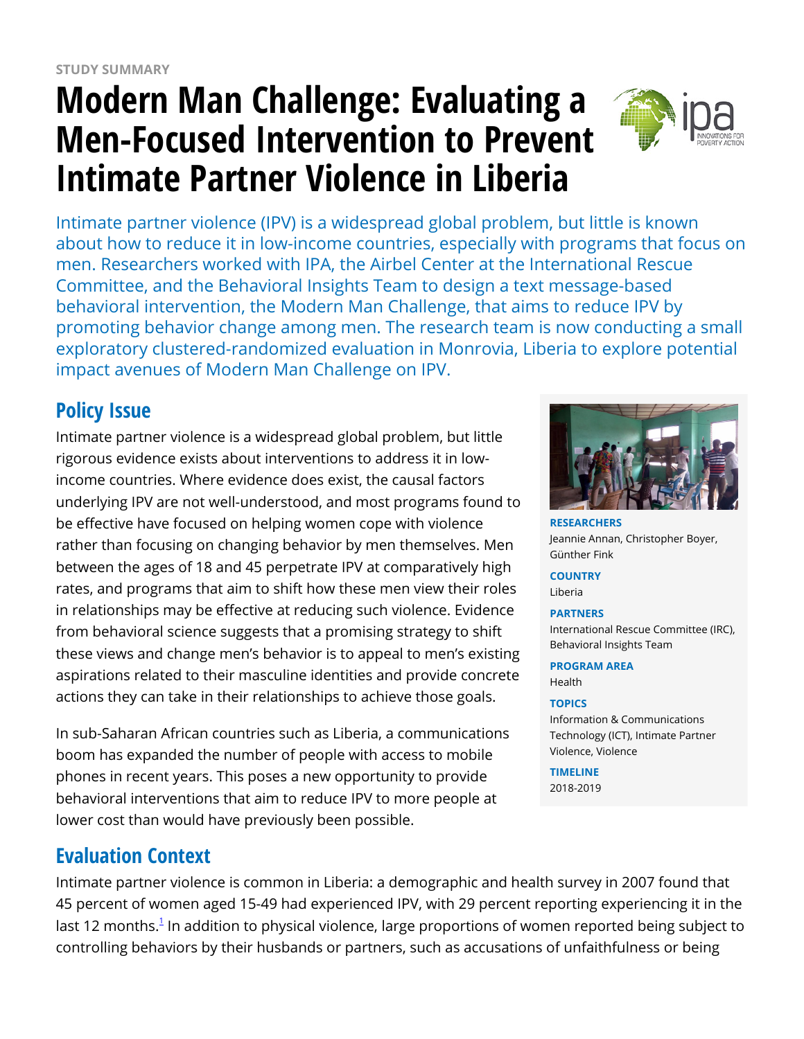STUDY SUMMARY

# Modern Man Challenge: Evaluating a Men-Focused Intervention to Prevent Intimate Partner Violence in Liberia

Intimate partner violence (IPV) is a widespread global problem, but little is known about how to reduce it in low-income countries, especially with programs that focus on men. Researchers worked with IPA, the Airbel Center at the International Rescue Committee, and the Behavioral Insights Team to design a text message-based behavioral intervention, the Modern Man Challenge, that aims to reduce IPV by promoting behavior change among men. The research team is now conducting a small exploratory clustered-randomized evaluation in Monrovia, Liberia to explore potential impact avenues of Modern Man Challenge on IPV.

**RESEARCHERS**
Jeannie Annan, Christopher Boyer, Günther Fink

**COUNTRY**
Liberia

**PARTNERS**
International Rescue Committee (IRC), Behavioral Insights Team

**PROGRAM AREA**
Health

**TOPICS**
Information & Communications Technology (ICT), Intimate Partner Violence, Violence

**TIMELINE**
2018-2019

## Policy Issue

Intimate partner violence is a widespread global problem, but little rigorous evidence exists about interventions to address it in low-income countries. Where evidence does exist, the causal factors underlying IPV are not well-understood, and most programs found to be effective have focused on helping women cope with violence rather than focusing on changing behavior by men themselves. Men between the ages of 18 and 45 perpetrate IPV at comparatively high rates, and programs that aim to shift how these men view their roles in relationships may be effective at reducing such violence. Evidence from behavioral science suggests that a promising strategy to shift these views and change men's behavior is to appeal to men's existing aspirations related to their masculine identities and provide concrete actions they can take in their relationships to achieve those goals.

In sub-Saharan African countries such as Liberia, a communications boom has expanded the number of people with access to mobile phones in recent years. This poses a new opportunity to provide behavioral interventions that aim to reduce IPV to more people at lower cost than would have previously been possible.

## Evaluation Context

Intimate partner violence is common in Liberia: a demographic and health survey in 2007 found that 45 percent of women aged 15-49 had experienced IPV, with 29 percent reporting experiencing it in the last 12 months.[1] In addition to physical violence, large proportions of women reported being subject to controlling behaviors by their husbands or partners, such as accusations of unfaithfulness or being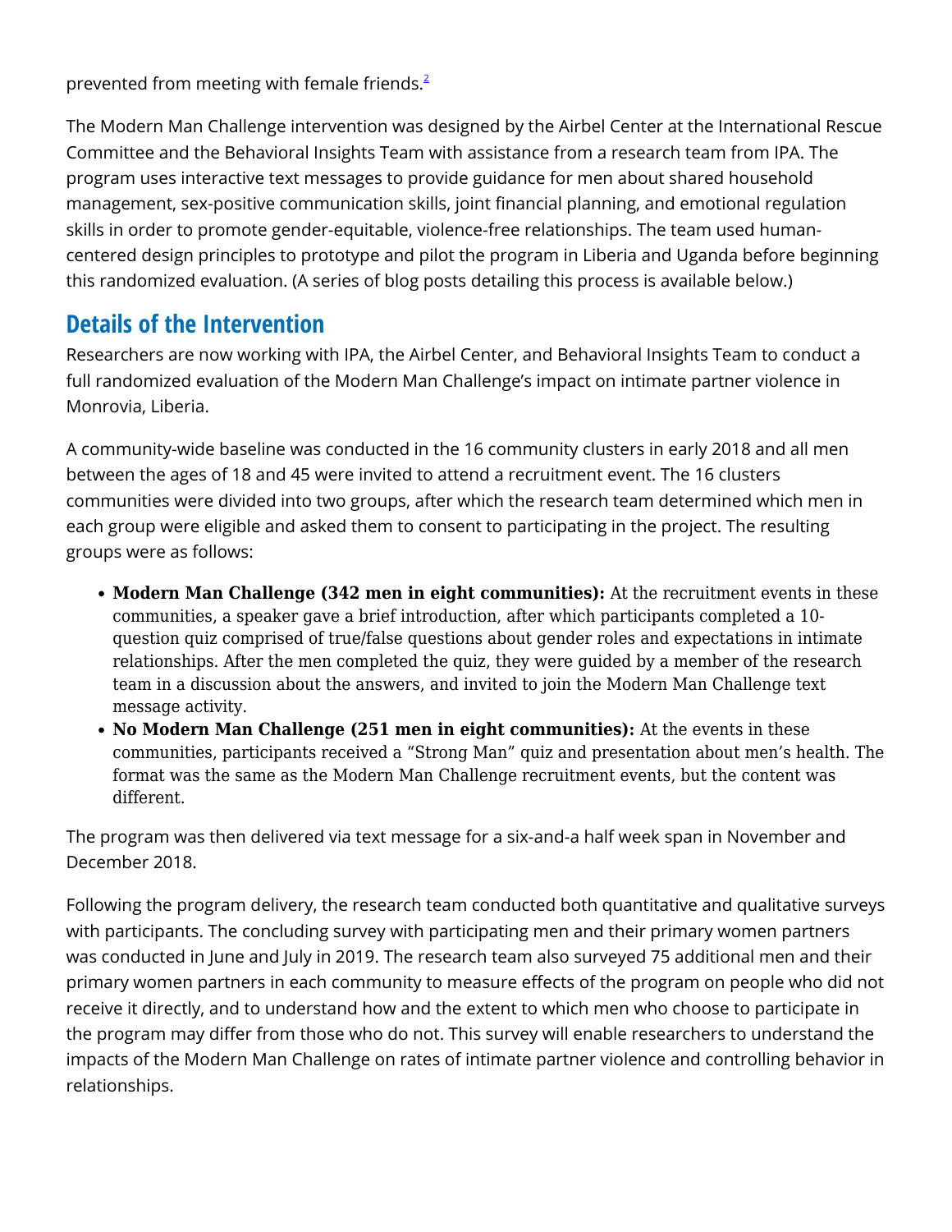prevented from meeting with female friends.[2]

The Modern Man Challenge intervention was designed by the Airbel Center at the International Rescue Committee and the Behavioral Insights Team with assistance from a research team from IPA. The program uses interactive text messages to provide guidance for men about shared household management, sex-positive communication skills, joint financial planning, and emotional regulation skills in order to promote gender-equitable, violence-free relationships. The team used human-centered design principles to prototype and pilot the program in Liberia and Uganda before beginning this randomized evaluation. (A series of blog posts detailing this process is available below.)

## Details of the Intervention

Researchers are now working with IPA, the Airbel Center, and Behavioral Insights Team to conduct a full randomized evaluation of the Modern Man Challenge's impact on intimate partner violence in Monrovia, Liberia.

A community-wide baseline was conducted in the 16 community clusters in early 2018 and all men between the ages of 18 and 45 were invited to attend a recruitment event. The 16 clusters communities were divided into two groups, after which the research team determined which men in each group were eligible and asked them to consent to participating in the project. The resulting groups were as follows:

- **Modern Man Challenge (342 men in eight communities):** At the recruitment events in these communities, a speaker gave a brief introduction, after which participants completed a 10-question quiz comprised of true/false questions about gender roles and expectations in intimate relationships. After the men completed the quiz, they were guided by a member of the research team in a discussion about the answers, and invited to join the Modern Man Challenge text message activity.
- **No Modern Man Challenge (251 men in eight communities):** At the events in these communities, participants received a "Strong Man" quiz and presentation about men's health. The format was the same as the Modern Man Challenge recruitment events, but the content was different.

The program was then delivered via text message for a six-and-a half week span in November and December 2018.

Following the program delivery, the research team conducted both quantitative and qualitative surveys with participants. The concluding survey with participating men and their primary women partners was conducted in June and July in 2019. The research team also surveyed 75 additional men and their primary women partners in each community to measure effects of the program on people who did not receive it directly, and to understand how and the extent to which men who choose to participate in the program may differ from those who do not. This survey will enable researchers to understand the impacts of the Modern Man Challenge on rates of intimate partner violence and controlling behavior in relationships.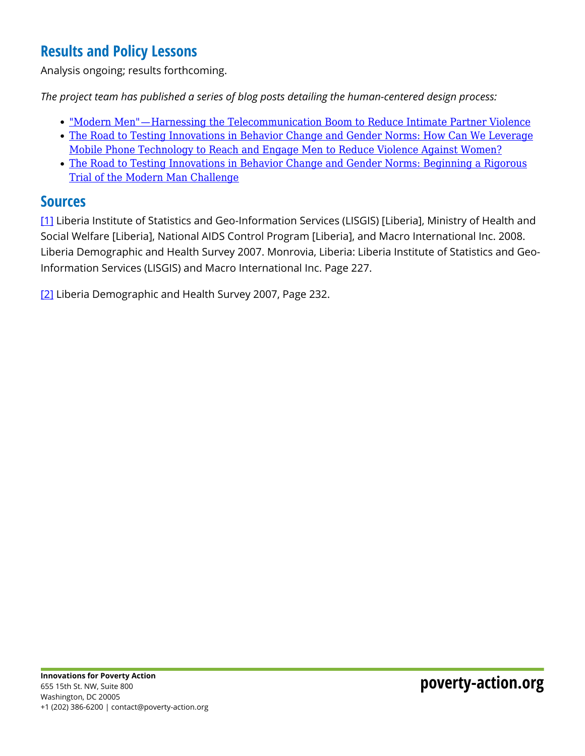## Results and Policy Lessons

Analysis ongoing; results forthcoming.

*The project team has published a series of blog posts detailing the human-centered design process:*

- "Modern Men"—Harnessing the Telecommunication Boom to Reduce Intimate Partner Violence
- The Road to Testing Innovations in Behavior Change and Gender Norms: How Can We Leverage Mobile Phone Technology to Reach and Engage Men to Reduce Violence Against Women?
- The Road to Testing Innovations in Behavior Change and Gender Norms: Beginning a Rigorous Trial of the Modern Man Challenge

## Sources

[1] Liberia Institute of Statistics and Geo-Information Services (LISGIS) [Liberia], Ministry of Health and Social Welfare [Liberia], National AIDS Control Program [Liberia], and Macro International Inc. 2008. Liberia Demographic and Health Survey 2007. Monrovia, Liberia: Liberia Institute of Statistics and Geo-Information Services (LISGIS) and Macro International Inc. Page 227.

[2] Liberia Demographic and Health Survey 2007, Page 232.